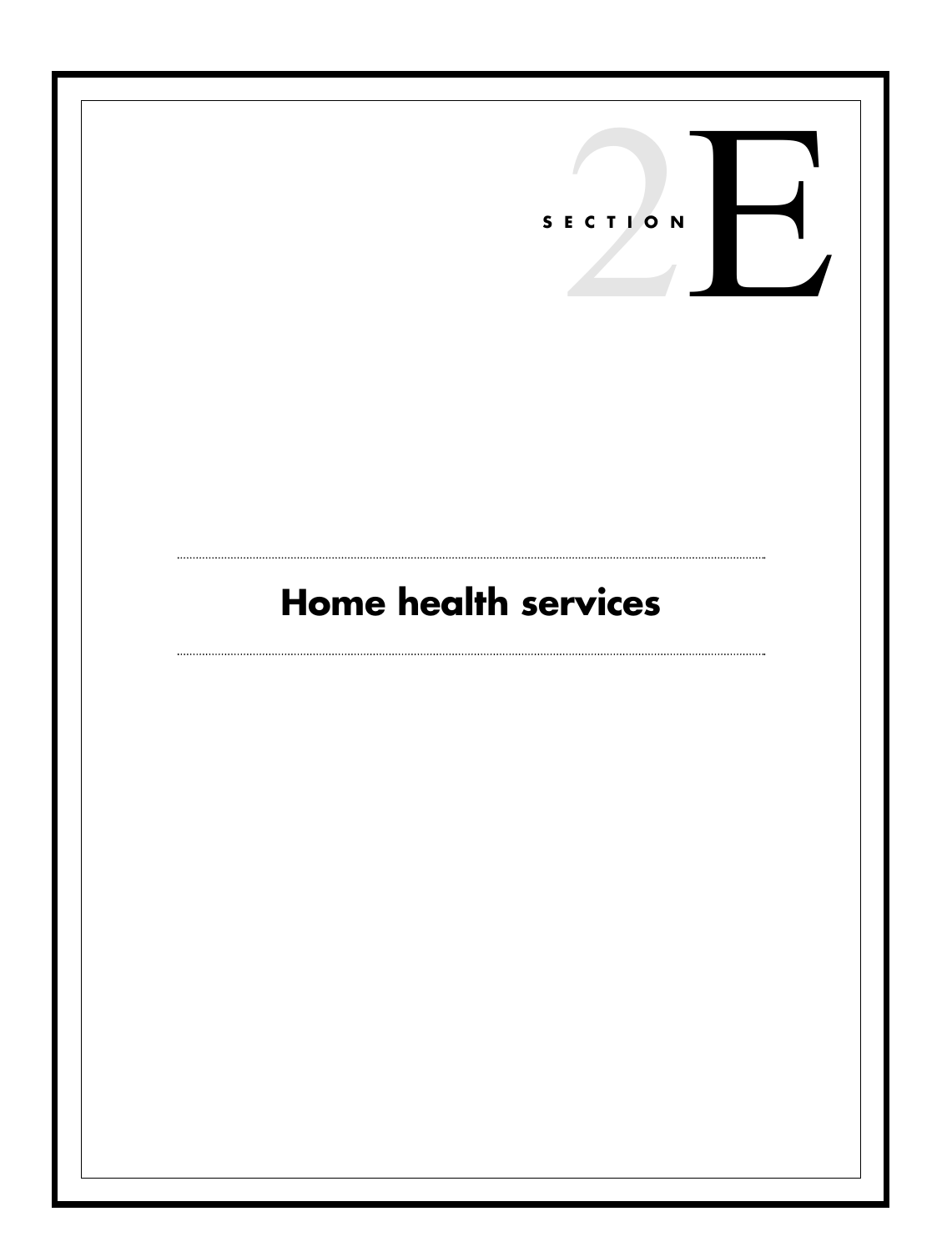SECTION 2E

# Home health services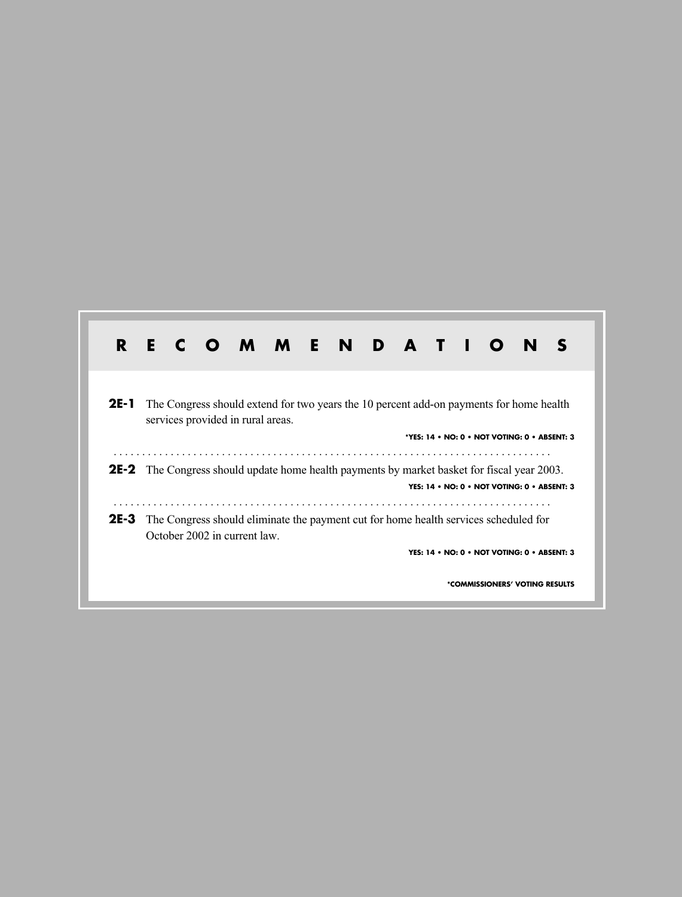# RECOMMENDATIONS

**2E-1** The Congress should extend for two years the 10 percent add-on payments for home health services provided in rural areas.

**\*YES: 14 • NO: 0 • NOT VOTING: 0 • ABSENT: 3**

**2E-2** The Congress should update home health payments by market basket for fiscal year 2003.

**YES: 14 • NO: 0 • NOT VOTING: 0 • ABSENT: 3**

**2E-3** The Congress should eliminate the payment cut for home health services scheduled for October 2002 in current law.

**YES: 14 • NO: 0 • NOT VOTING: 0 • ABSENT: 3**

**\*COMMISSIONERS' VOTING RESULTS**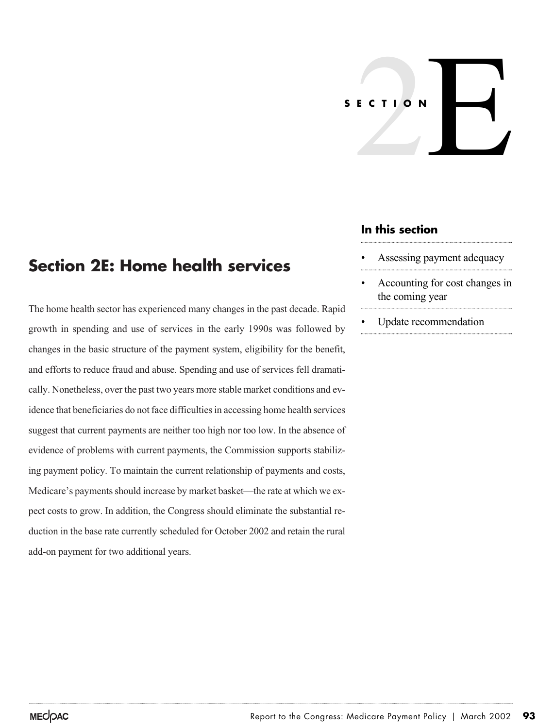# SECTION 2E

## Section 2E: Home health services

The home health sector has experienced many changes in the past decade. Rapid growth in spending and use of services in the early 1990s was followed by changes in the basic structure of the payment system, eligibility for the benefit, and efforts to reduce fraud and abuse. Spending and use of services fell dramatically. Nonetheless, over the past two years more stable market conditions and evidence that beneficiaries do not face difficulties in accessing home health services suggest that current payments are neither too high nor too low. In the absence of evidence of problems with current payments, the Commission supports stabilizing payment policy. To maintain the current relationship of payments and costs, Medicare's payments should increase by market basket—the rate at which we expect costs to grow. In addition, the Congress should eliminate the substantial reduction in the base rate currently scheduled for October 2002 and retain the rural add-on payment for two additional years.

### In this section

- Assessing payment adequacy
- Accounting for cost changes in the coming year
- Update recommendation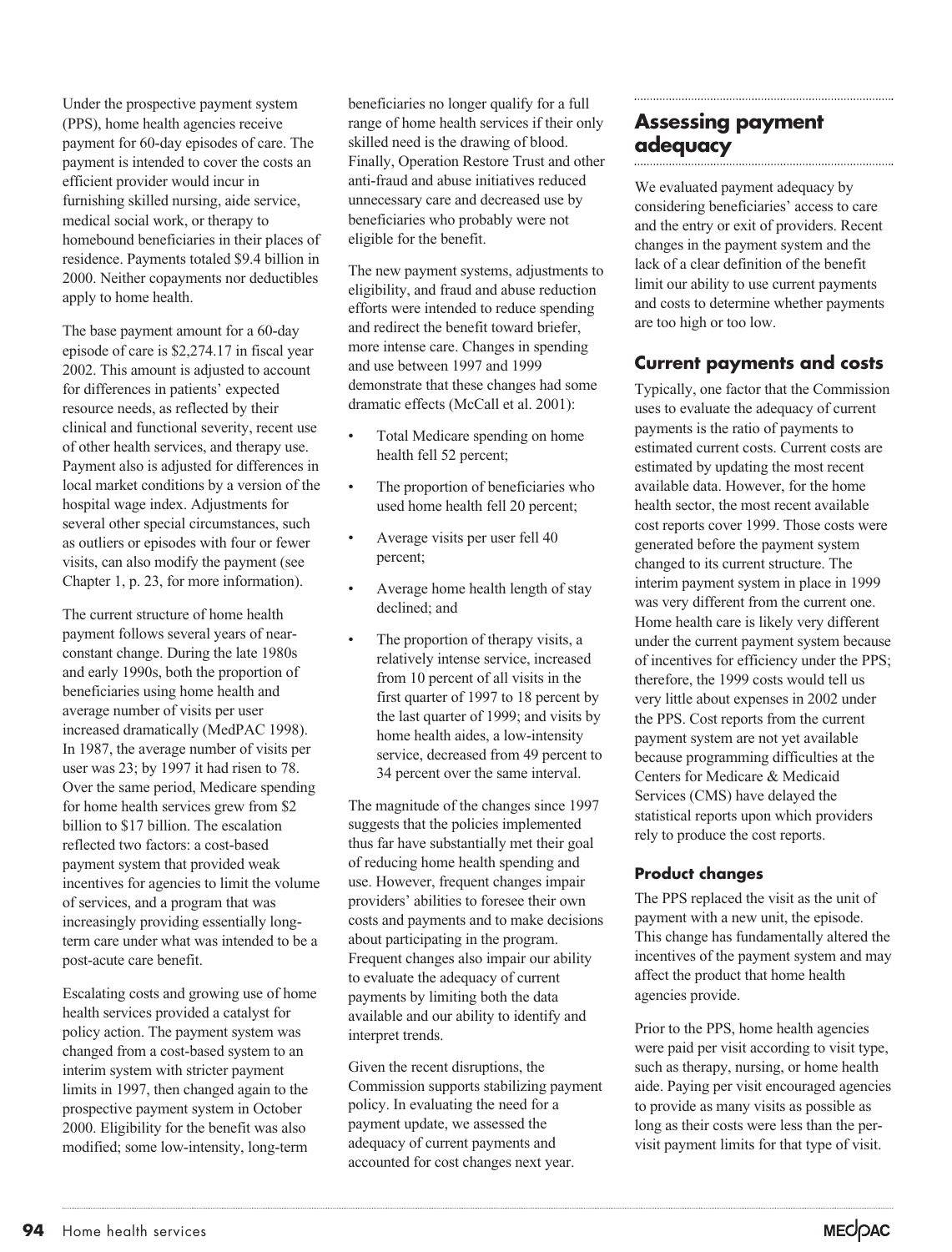Under the prospective payment system (PPS), home health agencies receive payment for 60-day episodes of care. The payment is intended to cover the costs an efficient provider would incur in furnishing skilled nursing, aide service, medical social work, or therapy to homebound beneficiaries in their places of residence. Payments totaled $9.4 billion in 2000. Neither copayments nor deductibles apply to home health.

The base payment amount for a 60-day episode of care is $2,274.17 in fiscal year 2002. This amount is adjusted to account for differences in patients' expected resource needs, as reflected by their clinical and functional severity, recent use of other health services, and therapy use. Payment also is adjusted for differences in local market conditions by a version of the hospital wage index. Adjustments for several other special circumstances, such as outliers or episodes with four or fewer visits, can also modify the payment (see Chapter 1, p. 23, for more information).

The current structure of home health payment follows several years of near-constant change. During the late 1980s and early 1990s, both the proportion of beneficiaries using home health and average number of visits per user increased dramatically (MedPAC 1998). In 1987, the average number of visits per user was 23; by 1997 it had risen to 78. Over the same period, Medicare spending for home health services grew from $2 billion to $17 billion. The escalation reflected two factors: a cost-based payment system that provided weak incentives for agencies to limit the volume of services, and a program that was increasingly providing essentially long-term care under what was intended to be a post-acute care benefit.

Escalating costs and growing use of home health services provided a catalyst for policy action. The payment system was changed from a cost-based system to an interim system with stricter payment limits in 1997, then changed again to the prospective payment system in October 2000. Eligibility for the benefit was also modified; some low-intensity, long-term beneficiaries no longer qualify for a full range of home health services if their only skilled need is the drawing of blood. Finally, Operation Restore Trust and other anti-fraud and abuse initiatives reduced unnecessary care and decreased use by beneficiaries who probably were not eligible for the benefit.

The new payment systems, adjustments to eligibility, and fraud and abuse reduction efforts were intended to reduce spending and redirect the benefit toward briefer, more intense care. Changes in spending and use between 1997 and 1999 demonstrate that these changes had some dramatic effects (McCall et al. 2001):

- Total Medicare spending on home health fell 52 percent;
- The proportion of beneficiaries who used home health fell 20 percent;
- Average visits per user fell 40 percent;
- Average home health length of stay declined; and
- The proportion of therapy visits, a relatively intense service, increased from 10 percent of all visits in the first quarter of 1997 to 18 percent by the last quarter of 1999; and visits by home health aides, a low-intensity service, decreased from 49 percent to 34 percent over the same interval.

The magnitude of the changes since 1997 suggests that the policies implemented thus far have substantially met their goal of reducing home health spending and use. However, frequent changes impair providers' abilities to foresee their own costs and payments and to make decisions about participating in the program. Frequent changes also impair our ability to evaluate the adequacy of current payments by limiting both the data available and our ability to identify and interpret trends.

Given the recent disruptions, the Commission supports stabilizing payment policy. In evaluating the need for a payment update, we assessed the adequacy of current payments and accounted for cost changes next year.

## Assessing payment adequacy

We evaluated payment adequacy by considering beneficiaries' access to care and the entry or exit of providers. Recent changes in the payment system and the lack of a clear definition of the benefit limit our ability to use current payments and costs to determine whether payments are too high or too low.

### Current payments and costs

Typically, one factor that the Commission uses to evaluate the adequacy of current payments is the ratio of payments to estimated current costs. Current costs are estimated by updating the most recent available data. However, for the home health sector, the most recent available cost reports cover 1999. Those costs were generated before the payment system changed to its current structure. The interim payment system in place in 1999 was very different from the current one. Home health care is likely very different under the current payment system because of incentives for efficiency under the PPS; therefore, the 1999 costs would tell us very little about expenses in 2002 under the PPS. Cost reports from the current payment system are not yet available because programming difficulties at the Centers for Medicare & Medicaid Services (CMS) have delayed the statistical reports upon which providers rely to produce the cost reports.

#### Product changes

The PPS replaced the visit as the unit of payment with a new unit, the episode. This change has fundamentally altered the incentives of the payment system and may affect the product that home health agencies provide.

Prior to the PPS, home health agencies were paid per visit according to visit type, such as therapy, nursing, or home health aide. Paying per visit encouraged agencies to provide as many visits as possible as long as their costs were less than the per-visit payment limits for that type of visit.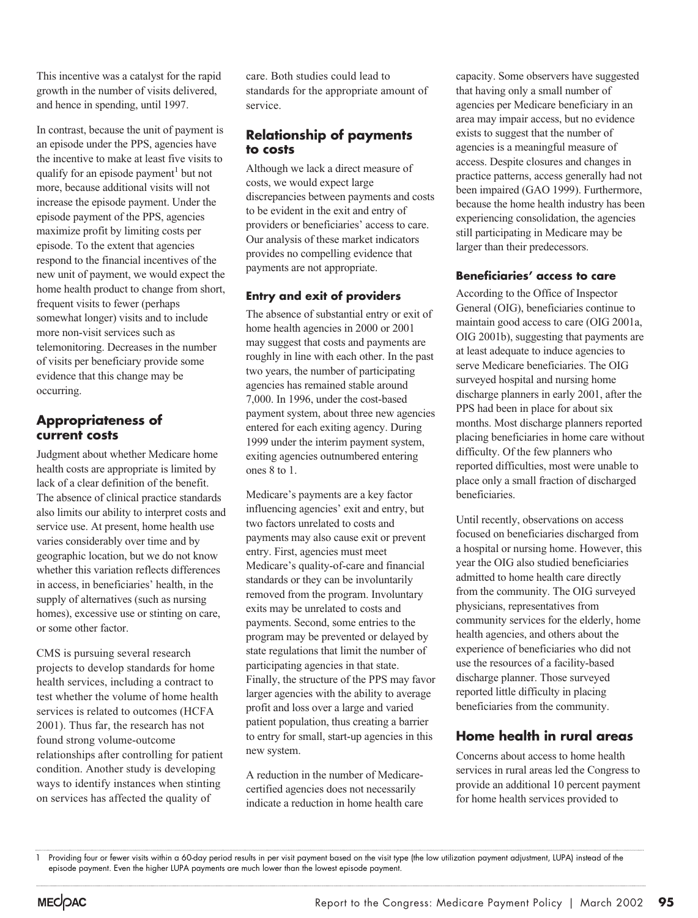This incentive was a catalyst for the rapid growth in the number of visits delivered, and hence in spending, until 1997.

In contrast, because the unit of payment is an episode under the PPS, agencies have the incentive to make at least five visits to qualify for an episode payment[1] but not more, because additional visits will not increase the episode payment. Under the episode payment of the PPS, agencies maximize profit by limiting costs per episode. To the extent that agencies respond to the financial incentives of the new unit of payment, we would expect the home health product to change from short, frequent visits to fewer (perhaps somewhat longer) visits and to include more non-visit services such as telemonitoring. Decreases in the number of visits per beneficiary provide some evidence that this change may be occurring.

## Appropriateness of current costs

Judgment about whether Medicare home health costs are appropriate is limited by lack of a clear definition of the benefit. The absence of clinical practice standards also limits our ability to interpret costs and service use. At present, home health use varies considerably over time and by geographic location, but we do not know whether this variation reflects differences in access, in beneficiaries' health, in the supply of alternatives (such as nursing homes), excessive use or stinting on care, or some other factor.

CMS is pursuing several research projects to develop standards for home health services, including a contract to test whether the volume of home health services is related to outcomes (HCFA 2001). Thus far, the research has not found strong volume-outcome relationships after controlling for patient condition. Another study is developing ways to identify instances when stinting on services has affected the quality of care. Both studies could lead to standards for the appropriate amount of service.

## Relationship of payments to costs

Although we lack a direct measure of costs, we would expect large discrepancies between payments and costs to be evident in the exit and entry of providers or beneficiaries' access to care. Our analysis of these market indicators provides no compelling evidence that payments are not appropriate.

### Entry and exit of providers

The absence of substantial entry or exit of home health agencies in 2000 or 2001 may suggest that costs and payments are roughly in line with each other. In the past two years, the number of participating agencies has remained stable around 7,000. In 1996, under the cost-based payment system, about three new agencies entered for each exiting agency. During 1999 under the interim payment system, exiting agencies outnumbered entering ones 8 to 1.

Medicare's payments are a key factor influencing agencies' exit and entry, but two factors unrelated to costs and payments may also cause exit or prevent entry. First, agencies must meet Medicare's quality-of-care and financial standards or they can be involuntarily removed from the program. Involuntary exits may be unrelated to costs and payments. Second, some entries to the program may be prevented or delayed by state regulations that limit the number of participating agencies in that state. Finally, the structure of the PPS may favor larger agencies with the ability to average profit and loss over a large and varied patient population, thus creating a barrier to entry for small, start-up agencies in this new system.

A reduction in the number of Medicare-certified agencies does not necessarily indicate a reduction in home health care capacity. Some observers have suggested that having only a small number of agencies per Medicare beneficiary in an area may impair access, but no evidence exists to suggest that the number of agencies is a meaningful measure of access. Despite closures and changes in practice patterns, access generally had not been impaired (GAO 1999). Furthermore, because the home health industry has been experiencing consolidation, the agencies still participating in Medicare may be larger than their predecessors.

### Beneficiaries' access to care

According to the Office of Inspector General (OIG), beneficiaries continue to maintain good access to care (OIG 2001a, OIG 2001b), suggesting that payments are at least adequate to induce agencies to serve Medicare beneficiaries. The OIG surveyed hospital and nursing home discharge planners in early 2001, after the PPS had been in place for about six months. Most discharge planners reported placing beneficiaries in home care without difficulty. Of the few planners who reported difficulties, most were unable to place only a small fraction of discharged beneficiaries.

Until recently, observations on access focused on beneficiaries discharged from a hospital or nursing home. However, this year the OIG also studied beneficiaries admitted to home health care directly from the community. The OIG surveyed physicians, representatives from community services for the elderly, home health agencies, and others about the experience of beneficiaries who did not use the resources of a facility-based discharge planner. Those surveyed reported little difficulty in placing beneficiaries from the community.

## Home health in rural areas

Concerns about access to home health services in rural areas led the Congress to provide an additional 10 percent payment for home health services provided to

---

1 Providing four or fewer visits within a 60-day period results in per visit payment based on the visit type (the low utilization payment adjustment, LUPA) instead of the episode payment. Even the higher LUPA payments are much lower than the lowest episode payment.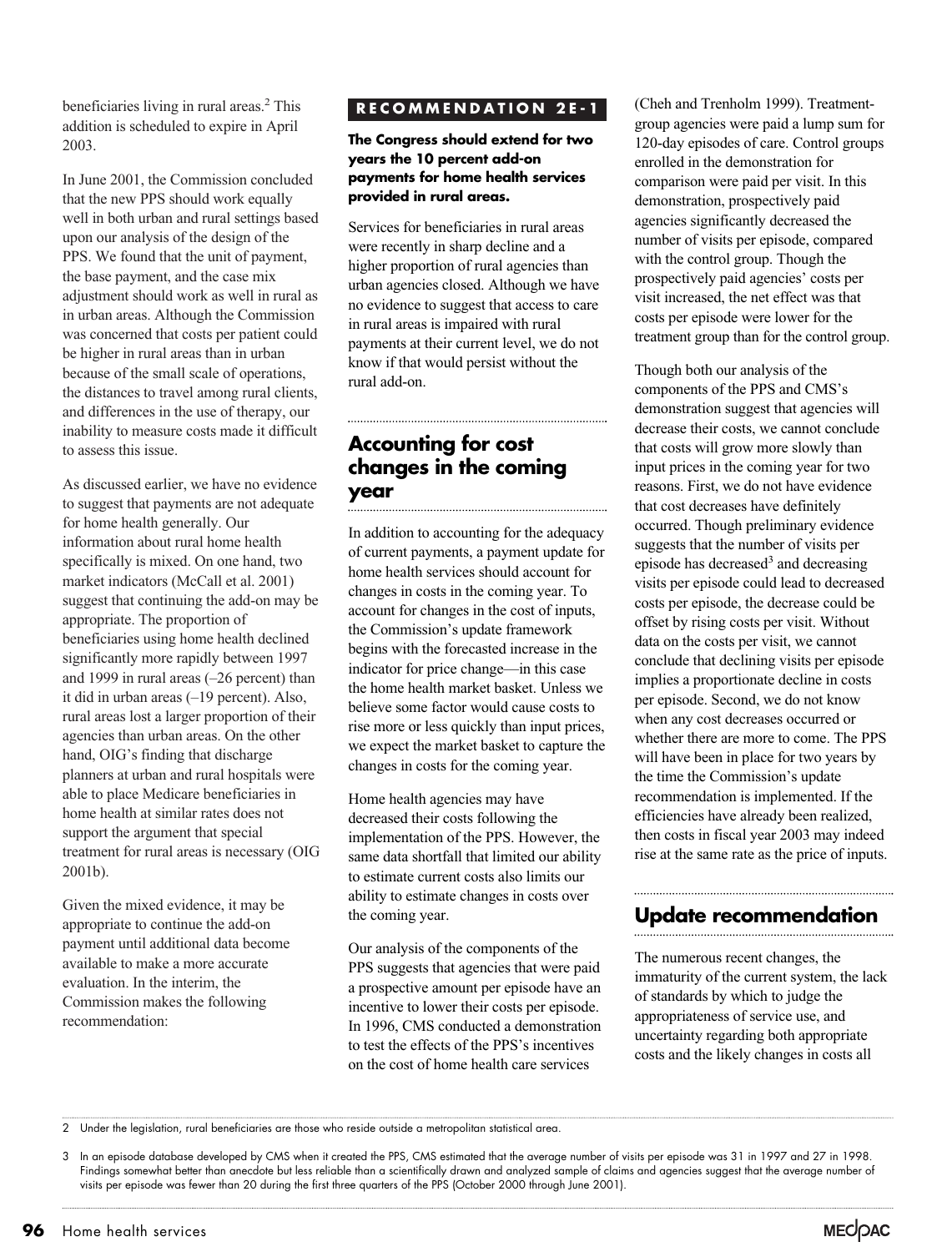beneficiaries living in rural areas.[2] This addition is scheduled to expire in April 2003.

In June 2001, the Commission concluded that the new PPS should work equally well in both urban and rural settings based upon our analysis of the design of the PPS. We found that the unit of payment, the base payment, and the case mix adjustment should work as well in rural as in urban areas. Although the Commission was concerned that costs per patient could be higher in rural areas than in urban because of the small scale of operations, the distances to travel among rural clients, and differences in the use of therapy, our inability to measure costs made it difficult to assess this issue.

As discussed earlier, we have no evidence to suggest that payments are not adequate for home health generally. Our information about rural home health specifically is mixed. On one hand, two market indicators (McCall et al. 2001) suggest that continuing the add-on may be appropriate. The proportion of beneficiaries using home health declined significantly more rapidly between 1997 and 1999 in rural areas (–26 percent) than it did in urban areas (–19 percent). Also, rural areas lost a larger proportion of their agencies than urban areas. On the other hand, OIG's finding that discharge planners at urban and rural hospitals were able to place Medicare beneficiaries in home health at similar rates does not support the argument that special treatment for rural areas is necessary (OIG 2001b).

Given the mixed evidence, it may be appropriate to continue the add-on payment until additional data become available to make a more accurate evaluation. In the interim, the Commission makes the following recommendation:

**RECOMMENDATION 2E-1**

**The Congress should extend for two years the 10 percent add-on payments for home health services provided in rural areas.**

Services for beneficiaries in rural areas were recently in sharp decline and a higher proportion of rural agencies than urban agencies closed. Although we have no evidence to suggest that access to care in rural areas is impaired with rural payments at their current level, we do not know if that would persist without the rural add-on.

## Accounting for cost changes in the coming year

In addition to accounting for the adequacy of current payments, a payment update for home health services should account for changes in costs in the coming year. To account for changes in the cost of inputs, the Commission's update framework begins with the forecasted increase in the indicator for price change—in this case the home health market basket. Unless we believe some factor would cause costs to rise more or less quickly than input prices, we expect the market basket to capture the changes in costs for the coming year.

Home health agencies may have decreased their costs following the implementation of the PPS. However, the same data shortfall that limited our ability to estimate current costs also limits our ability to estimate changes in costs over the coming year.

Our analysis of the components of the PPS suggests that agencies that were paid a prospective amount per episode have an incentive to lower their costs per episode. In 1996, CMS conducted a demonstration to test the effects of the PPS's incentives on the cost of home health care services (Cheh and Trenholm 1999). Treatment-group agencies were paid a lump sum for 120-day episodes of care. Control groups enrolled in the demonstration for comparison were paid per visit. In this demonstration, prospectively paid agencies significantly decreased the number of visits per episode, compared with the control group. Though the prospectively paid agencies' costs per visit increased, the net effect was that costs per episode were lower for the treatment group than for the control group.

Though both our analysis of the components of the PPS and CMS's demonstration suggest that agencies will decrease their costs, we cannot conclude that costs will grow more slowly than input prices in the coming year for two reasons. First, we do not have evidence that cost decreases have definitely occurred. Though preliminary evidence suggests that the number of visits per episode has decreased[3] and decreasing visits per episode could lead to decreased costs per episode, the decrease could be offset by rising costs per visit. Without data on the costs per visit, we cannot conclude that declining visits per episode implies a proportionate decline in costs per episode. Second, we do not know when any cost decreases occurred or whether there are more to come. The PPS will have been in place for two years by the time the Commission's update recommendation is implemented. If the efficiencies have already been realized, then costs in fiscal year 2003 may indeed rise at the same rate as the price of inputs.

## Update recommendation

The numerous recent changes, the immaturity of the current system, the lack of standards by which to judge the appropriateness of service use, and uncertainty regarding both appropriate costs and the likely changes in costs all

---

2 Under the legislation, rural beneficiaries are those who reside outside a metropolitan statistical area.

3 In an episode database developed by CMS when it created the PPS, CMS estimated that the average number of visits per episode was 31 in 1997 and 27 in 1998. Findings somewhat better than anecdote but less reliable than a scientifically drawn and analyzed sample of claims and agencies suggest that the average number of visits per episode was fewer than 20 during the first three quarters of the PPS (October 2000 through June 2001).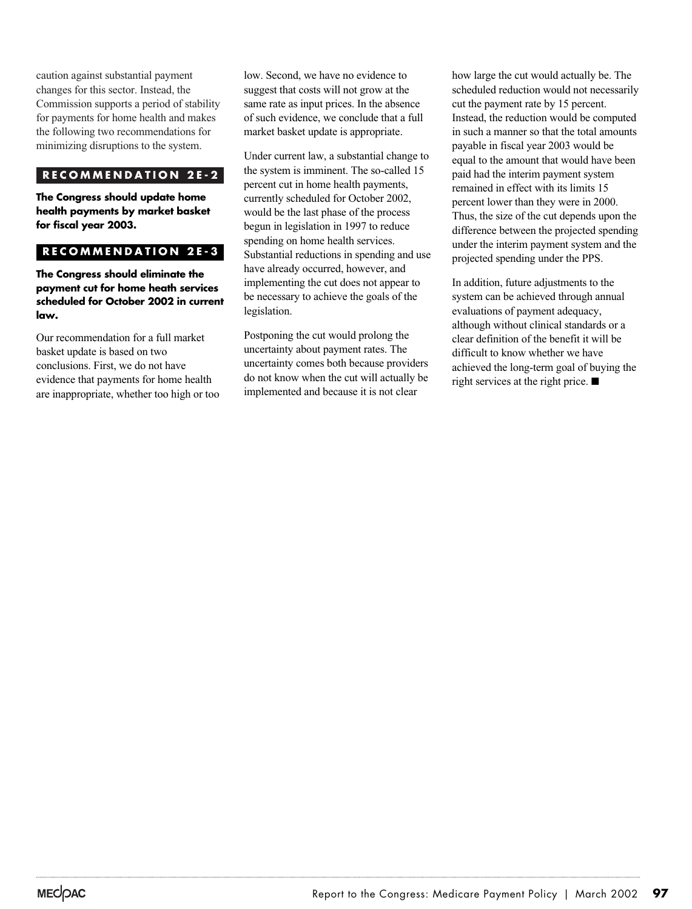caution against substantial payment changes for this sector. Instead, the Commission supports a period of stability for payments for home health and makes the following two recommendations for minimizing disruptions to the system.

**RECOMMENDATION 2E-2**

**The Congress should update home health payments by market basket for fiscal year 2003.**

**RECOMMENDATION 2E-3**

**The Congress should eliminate the payment cut for home heath services scheduled for October 2002 in current law.**

Our recommendation for a full market basket update is based on two conclusions. First, we do not have evidence that payments for home health are inappropriate, whether too high or too low. Second, we have no evidence to suggest that costs will not grow at the same rate as input prices. In the absence of such evidence, we conclude that a full market basket update is appropriate.

Under current law, a substantial change to the system is imminent. The so-called 15 percent cut in home health payments, currently scheduled for October 2002, would be the last phase of the process begun in legislation in 1997 to reduce spending on home health services. Substantial reductions in spending and use have already occurred, however, and implementing the cut does not appear to be necessary to achieve the goals of the legislation.

Postponing the cut would prolong the uncertainty about payment rates. The uncertainty comes both because providers do not know when the cut will actually be implemented and because it is not clear how large the cut would actually be. The scheduled reduction would not necessarily cut the payment rate by 15 percent. Instead, the reduction would be computed in such a manner so that the total amounts payable in fiscal year 2003 would be equal to the amount that would have been paid had the interim payment system remained in effect with its limits 15 percent lower than they were in 2000. Thus, the size of the cut depends upon the difference between the projected spending under the interim payment system and the projected spending under the PPS.

In addition, future adjustments to the system can be achieved through annual evaluations of payment adequacy, although without clinical standards or a clear definition of the benefit it will be difficult to know whether we have achieved the long-term goal of buying the right services at the right price. ■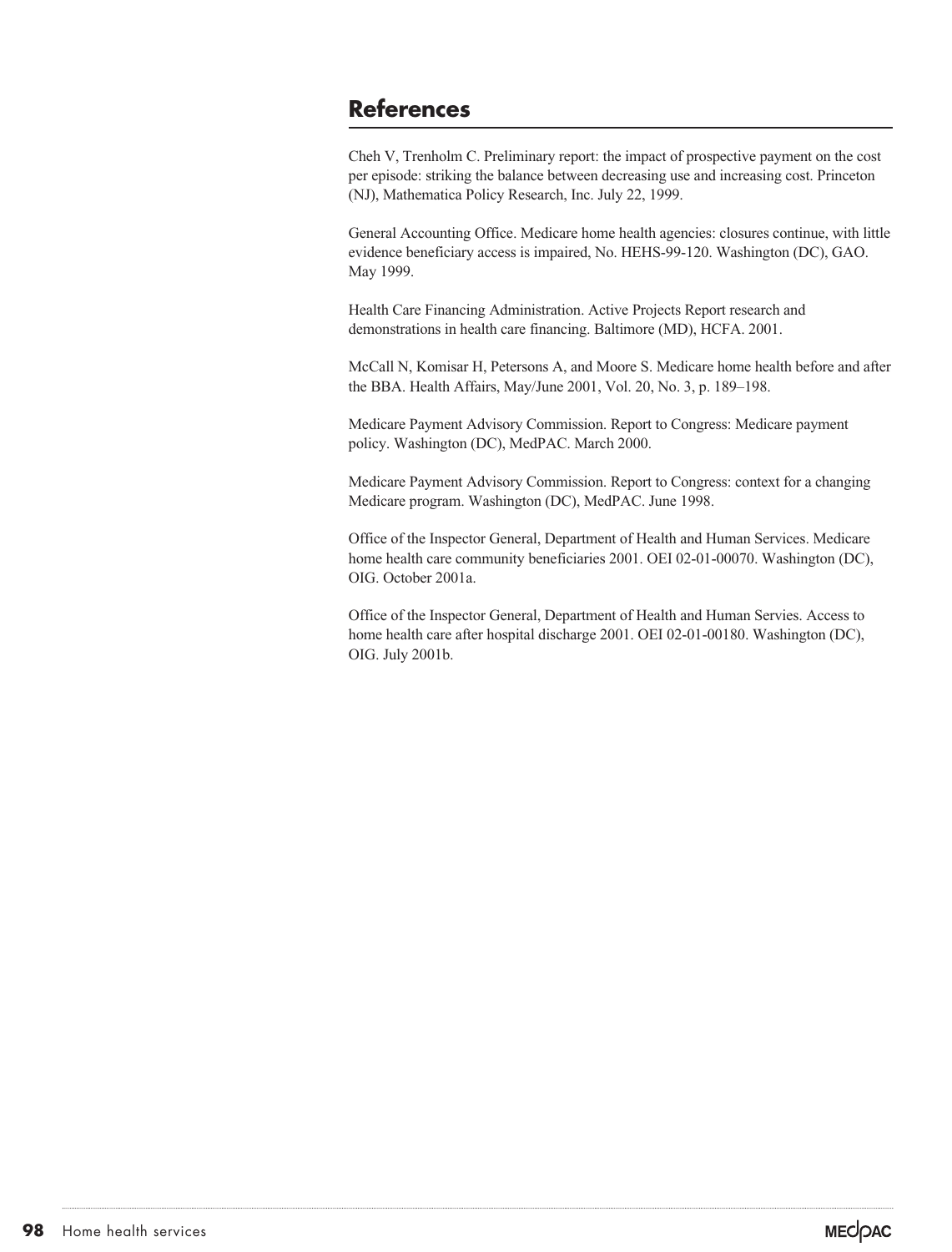## References

Cheh V, Trenholm C. Preliminary report: the impact of prospective payment on the cost per episode: striking the balance between decreasing use and increasing cost. Princeton (NJ), Mathematica Policy Research, Inc. July 22, 1999.

General Accounting Office. Medicare home health agencies: closures continue, with little evidence beneficiary access is impaired, No. HEHS-99-120. Washington (DC), GAO. May 1999.

Health Care Financing Administration. Active Projects Report research and demonstrations in health care financing. Baltimore (MD), HCFA. 2001.

McCall N, Komisar H, Petersons A, and Moore S. Medicare home health before and after the BBA. Health Affairs, May/June 2001, Vol. 20, No. 3, p. 189–198.

Medicare Payment Advisory Commission. Report to Congress: Medicare payment policy. Washington (DC), MedPAC. March 2000.

Medicare Payment Advisory Commission. Report to Congress: context for a changing Medicare program. Washington (DC), MedPAC. June 1998.

Office of the Inspector General, Department of Health and Human Services. Medicare home health care community beneficiaries 2001. OEI 02-01-00070. Washington (DC), OIG. October 2001a.

Office of the Inspector General, Department of Health and Human Servies. Access to home health care after hospital discharge 2001. OEI 02-01-00180. Washington (DC), OIG. July 2001b.